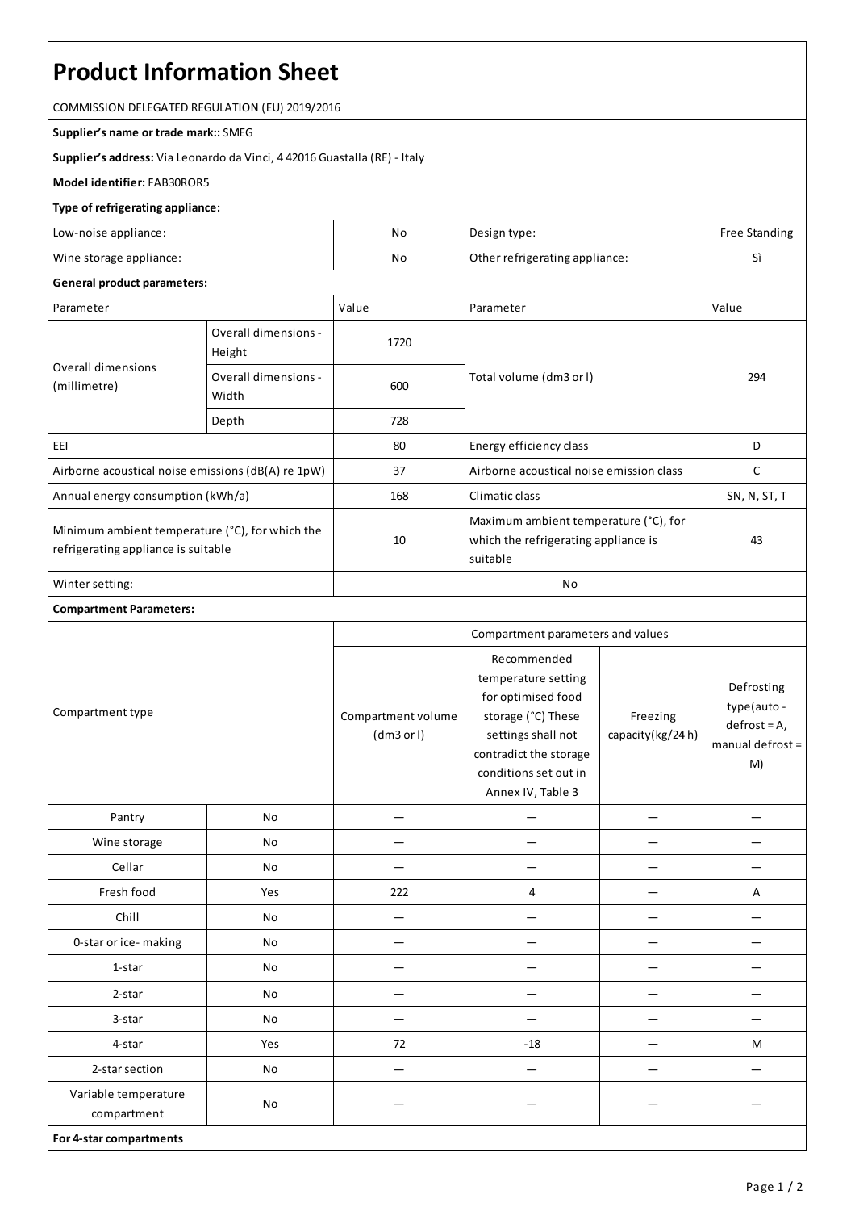# Product Information Sheet

COMMISSION DELEGATED REGULATION (EU) 2019/2016

**Supplier's name or trade mark::** SMEG

**Supplier's address:** Via Leonardo da Vinci, 4 42016 Guastalla (RE) - Italy

**Model identifier:** FAB30ROR5

**Type of refrigerating appliance:**

| | | | |
|---|---|---|---|
| Low-noise appliance: | No | Design type: | Free Standing |
| Wine storage appliance: | No | Other refrigerating appliance: | Sì |

**General product parameters:**

| Parameter | | Value | Parameter | Value |
|---|---|---|---|---|
| Overall dimensions (millimetre) | Overall dimensions - Height | 1720 | Total volume (dm3 or l) | 294 |
| | Overall dimensions - Width | 600 | | |
| | Depth | 728 | | |
| EEI | | 80 | Energy efficiency class | D |
| Airborne acoustical noise emissions (dB(A) re 1pW) | | 37 | Airborne acoustical noise emission class | C |
| Annual energy consumption (kWh/a) | | 168 | Climatic class | SN, N, ST, T |
| Minimum ambient temperature (°C), for which the refrigerating appliance is suitable | | 10 | Maximum ambient temperature (°C), for which the refrigerating appliance is suitable | 43 |
| Winter setting: | | No | | |

**Compartment Parameters:**

| Compartment type | | Compartment parameters and values | | | |
|---|---|---|---|---|---|
| | | Compartment volume (dm3 or l) | Recommended temperature setting for optimised food storage (°C) These settings shall not contradict the storage conditions set out in Annex IV, Table 3 | Freezing capacity(kg/24 h) | Defrosting type(auto - defrost = A, manual defrost = M) |
| Pantry | No | — | — | — | — |
| Wine storage | No | — | — | — | — |
| Cellar | No | — | — | — | — |
| Fresh food | Yes | 222 | 4 | — | A |
| Chill | No | — | — | — | — |
| 0-star or ice- making | No | — | — | — | — |
| 1-star | No | — | — | — | — |
| 2-star | No | — | — | — | — |
| 3-star | No | — | — | — | — |
| 4-star | Yes | 72 | -18 | — | M |
| 2-star section | No | — | — | — | — |
| Variable temperature compartment | No | — | — | — | — |

**For 4-star compartments**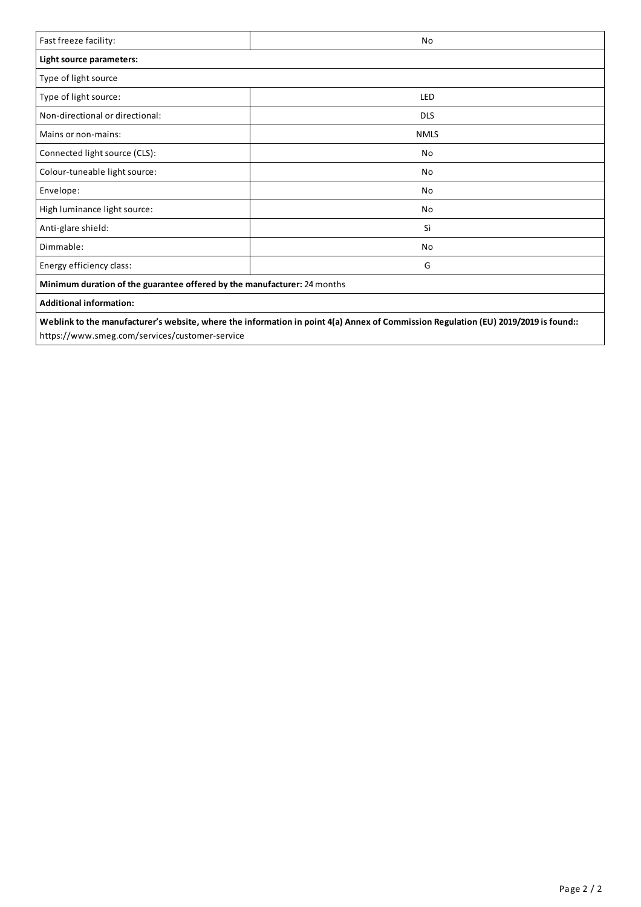| | |
|---|---|
| Fast freeze facility: | No |
| **Light source parameters:** | |
| Type of light source | |
| Type of light source: | LED |
| Non-directional or directional: | DLS |
| Mains or non-mains: | NMLS |
| Connected light source (CLS): | No |
| Colour-tuneable light source: | No |
| Envelope: | No |
| High luminance light source: | No |
| Anti-glare shield: | Sì |
| Dimmable: | No |
| Energy efficiency class: | G |
| **Minimum duration of the guarantee offered by the manufacturer:** 24 months | |
| **Additional information:** | |
| **Weblink to the manufacturer's website, where the information in point 4(a) Annex of Commission Regulation (EU) 2019/2019 is found::** https://www.smeg.com/services/customer-service | |